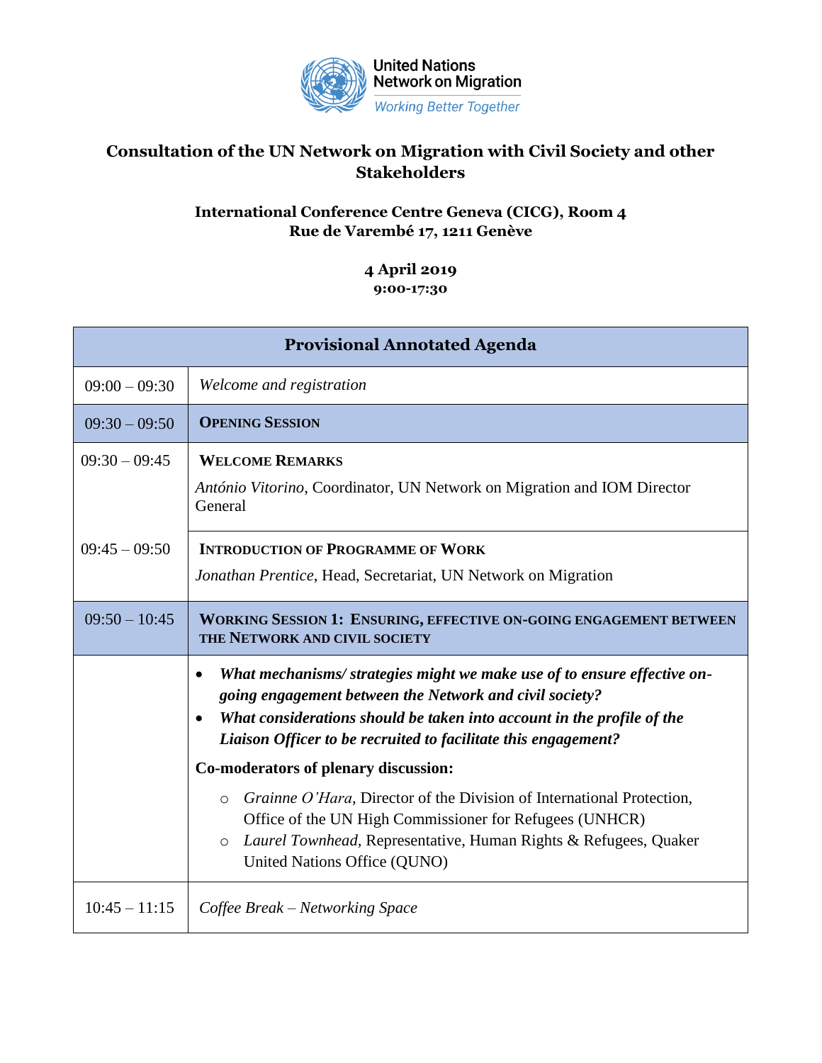United Nations
Network on Migration
*Working Better Together*

# Consultation of the UN Network on Migration with Civil Society and other Stakeholders

**International Conference Centre Geneva (CICG), Room 4**
**Rue de Varembé 17, 1211 Genève**

**4 April 2019**
**9:00-17:30**

| Provisional Annotated Agenda | |
|---|---|
| 09:00 – 09:30 | *Welcome and registration* |
| 09:30 – 09:50 | **OPENING SESSION** |
| 09:30 – 09:45 | **WELCOME REMARKS**<br>*António Vitorino*, Coordinator, UN Network on Migration and IOM Director General |
| 09:45 – 09:50 | **INTRODUCTION OF PROGRAMME OF WORK**<br>*Jonathan Prentice*, Head, Secretariat, UN Network on Migration |
| 09:50 – 10:45 | **WORKING SESSION 1: ENSURING, EFFECTIVE ON-GOING ENGAGEMENT BETWEEN THE NETWORK AND CIVIL SOCIETY** |
| | • ***What mechanisms/ strategies might we make use of to ensure effective on-going engagement between the Network and civil society?***<br>• ***What considerations should be taken into account in the profile of the Liaison Officer to be recruited to facilitate this engagement?***<br>**Co-moderators of plenary discussion:**<br>○ *Grainne O'Hara*, Director of the Division of International Protection, Office of the UN High Commissioner for Refugees (UNHCR)<br>○ *Laurel Townhead,* Representative, Human Rights & Refugees, Quaker United Nations Office (QUNO) |
| 10:45 – 11:15 | *Coffee Break – Networking Space* |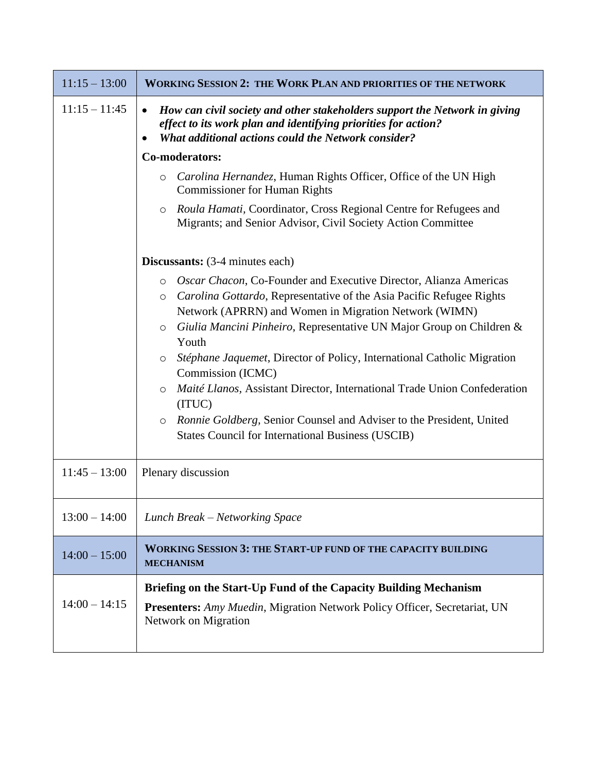| 11:15 – 13:00 | **WORKING SESSION 2: THE WORK PLAN AND PRIORITIES OF THE NETWORK** |
|---|---|
| 11:15 – 11:45 | • ***How can civil society and other stakeholders support the Network in giving effect to its work plan and identifying priorities for action?*** <br> • ***What additional actions could the Network consider?*** <br><br> **Co-moderators:** <br> ○ *Carolina Hernandez*, Human Rights Officer, Office of the UN High Commissioner for Human Rights <br> ○ *Roula Hamati*, Coordinator, Cross Regional Centre for Refugees and Migrants; and Senior Advisor, Civil Society Action Committee <br><br> **Discussants:** (3-4 minutes each) <br> ○ *Oscar Chacon*, Co-Founder and Executive Director, Alianza Americas <br> ○ *Carolina Gottardo*, Representative of the Asia Pacific Refugee Rights Network (APRRN) and Women in Migration Network (WIMN) <br> ○ *Giulia Mancini Pinheiro*, Representative UN Major Group on Children & Youth <br> ○ *Stéphane Jaquemet*, Director of Policy, International Catholic Migration Commission (ICMC) <br> ○ *Maité Llanos*, Assistant Director, International Trade Union Confederation (ITUC) <br> ○ *Ronnie Goldberg*, Senior Counsel and Adviser to the President, United States Council for International Business (USCIB) |
| 11:45 – 13:00 | Plenary discussion |
| 13:00 – 14:00 | *Lunch Break – Networking Space* |
| 14:00 – 15:00 | **WORKING SESSION 3: THE START-UP FUND OF THE CAPACITY BUILDING MECHANISM** |
| 14:00 – 14:15 | **Briefing on the Start-Up Fund of the Capacity Building Mechanism** <br> **Presenters:** *Amy Muedin*, Migration Network Policy Officer, Secretariat, UN Network on Migration |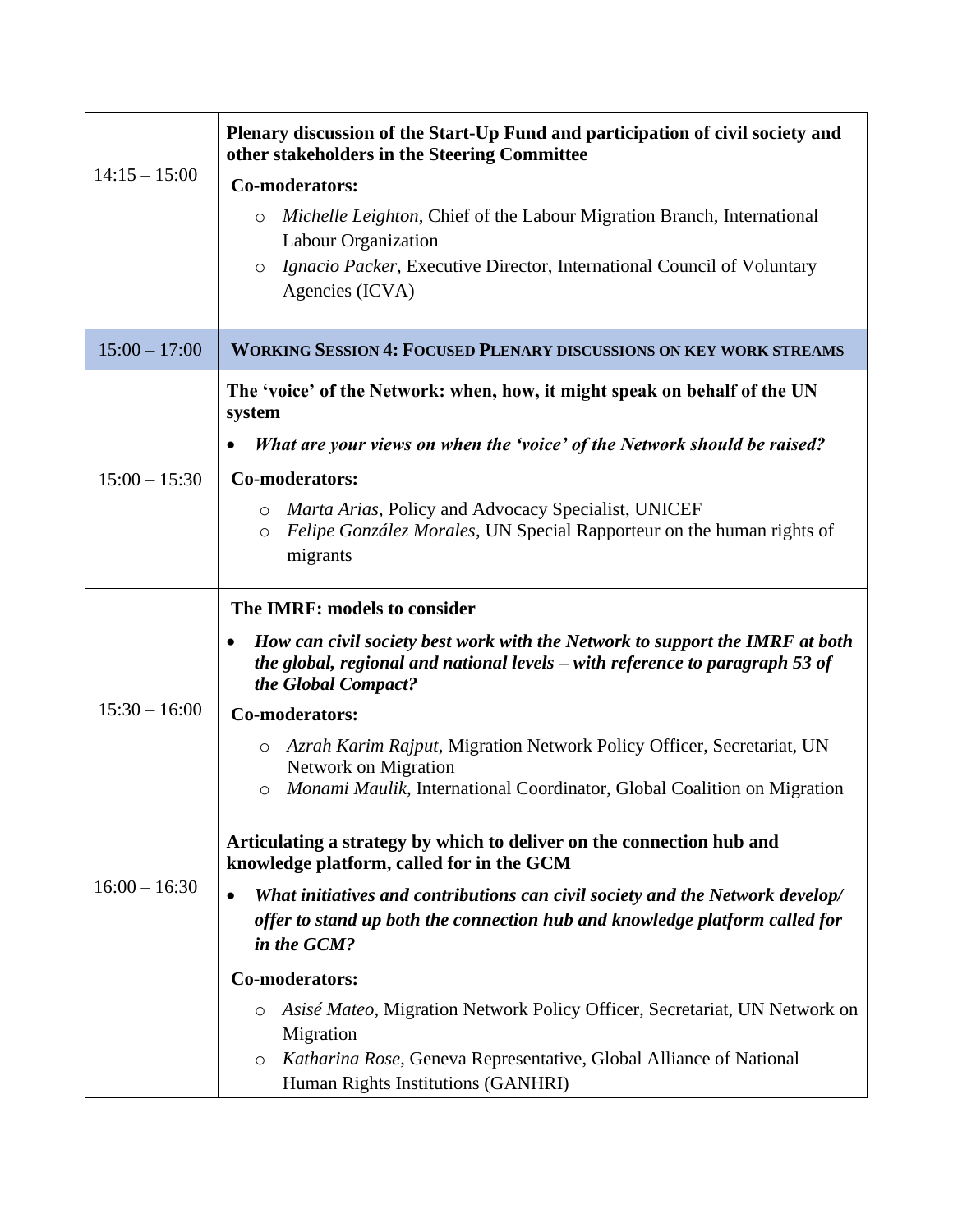| | |
|---|---|
| 14:15 – 15:00 | **Plenary discussion of the Start-Up Fund and participation of civil society and other stakeholders in the Steering Committee**<br>**Co-moderators:**<br>○ *Michelle Leighton*, Chief of the Labour Migration Branch, International Labour Organization<br>○ *Ignacio Packer*, Executive Director, International Council of Voluntary Agencies (ICVA) |
| 15:00 – 17:00 | **WORKING SESSION 4: FOCUSED PLENARY DISCUSSIONS ON KEY WORK STREAMS** |
| 15:00 – 15:30 | **The 'voice' of the Network: when, how, it might speak on behalf of the UN system**<br>• ***What are your views on when the 'voice' of the Network should be raised?***<br>**Co-moderators:**<br>○ *Marta Arias*, Policy and Advocacy Specialist, UNICEF<br>○ *Felipe González Morales*, UN Special Rapporteur on the human rights of migrants |
| 15:30 – 16:00 | **The IMRF: models to consider**<br>• ***How can civil society best work with the Network to support the IMRF at both the global, regional and national levels – with reference to paragraph 53 of the Global Compact?***<br>**Co-moderators:**<br>○ *Azrah Karim Rajput*, Migration Network Policy Officer, Secretariat, UN Network on Migration<br>○ *Monami Maulik*, International Coordinator, Global Coalition on Migration |
| 16:00 – 16:30 | **Articulating a strategy by which to deliver on the connection hub and knowledge platform, called for in the GCM**<br>• ***What initiatives and contributions can civil society and the Network develop/ offer to stand up both the connection hub and knowledge platform called for in the GCM?***<br>**Co-moderators:**<br>○ *Asisé Mateo*, Migration Network Policy Officer, Secretariat, UN Network on Migration<br>○ *Katharina Rose*, Geneva Representative, Global Alliance of National Human Rights Institutions (GANHRI) |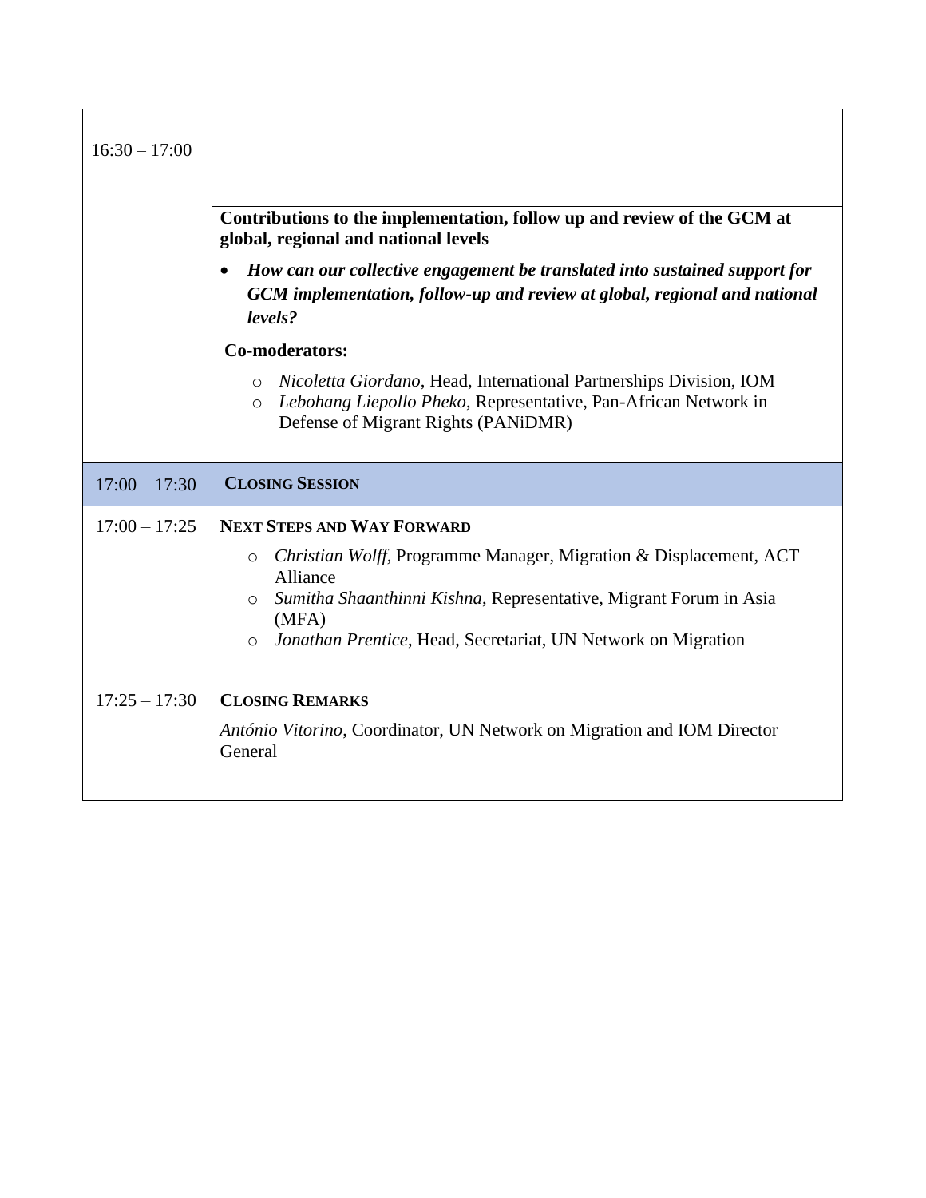| | |
|---|---|
| 16:30 – 17:00 | **Contributions to the implementation, follow up and review of the GCM at global, regional and national levels**<br>• ***How can our collective engagement be translated into sustained support for GCM implementation, follow-up and review at global, regional and national levels?***<br>**Co-moderators:**<br>○ *Nicoletta Giordano*, Head, International Partnerships Division, IOM<br>○ *Lebohang Liepollo Pheko*, Representative, Pan-African Network in Defense of Migrant Rights (PANiDMR) |
| 17:00 – 17:30 | **CLOSING SESSION** |
| 17:00 – 17:25 | **NEXT STEPS AND WAY FORWARD**<br>○ *Christian Wolff*, Programme Manager, Migration & Displacement, ACT Alliance<br>○ *Sumitha Shaanthinni Kishna*, Representative, Migrant Forum in Asia (MFA)<br>○ *Jonathan Prentice*, Head, Secretariat, UN Network on Migration |
| 17:25 – 17:30 | **CLOSING REMARKS**<br>*António Vitorino*, Coordinator, UN Network on Migration and IOM Director General |